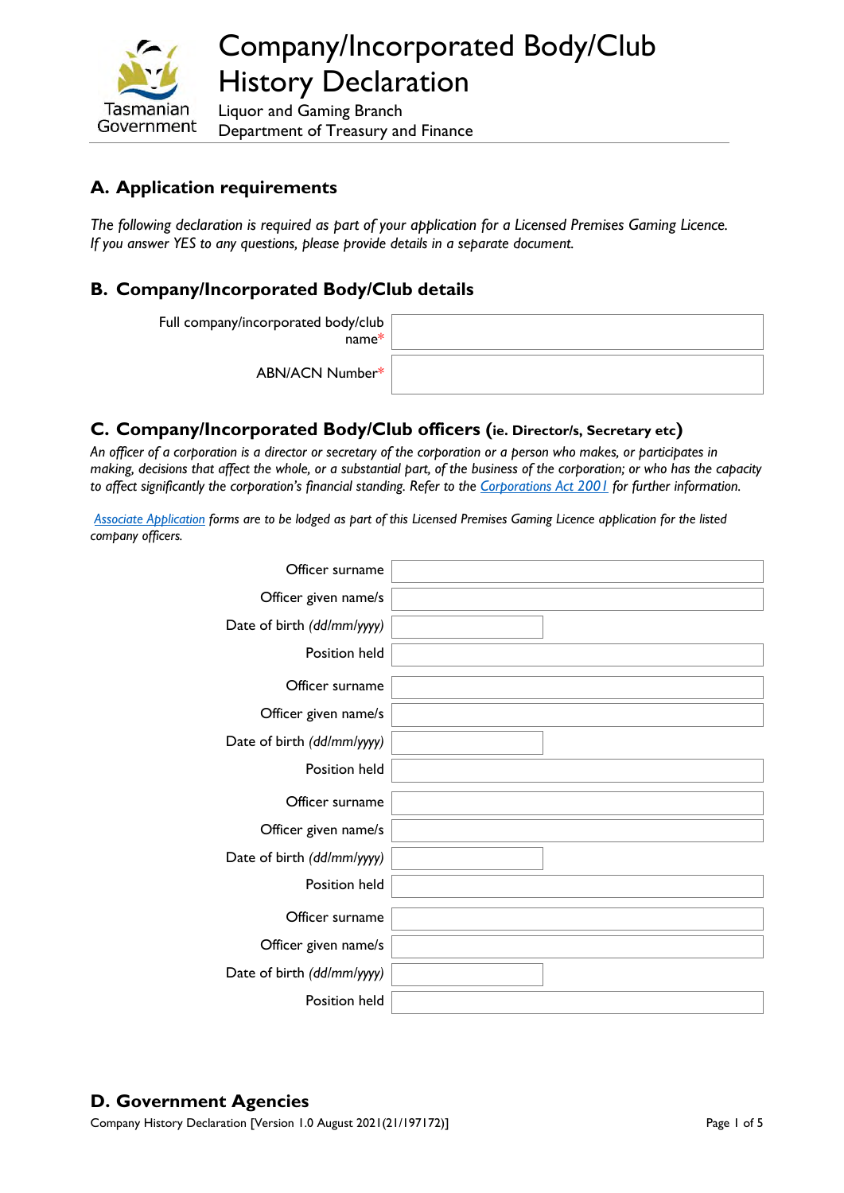# Company/Incorporated Body/Club History Declaration

Liquor and Gaming Branch
Department of Treasury and Finance

## A. Application requirements

*The following declaration is required as part of your application for a Licensed Premises Gaming Licence. If you answer YES to any questions, please provide details in a separate document.*

## B. Company/Incorporated Body/Club details

| | |
|---|---|
| Full company/incorporated body/club name* | |
| ABN/ACN Number* | |

## C. Company/Incorporated Body/Club officers (ie. Director/s, Secretary etc)

*An officer of a corporation is a director or secretary of the corporation or a person who makes, or participates in making, decisions that affect the whole, or a substantial part, of the business of the corporation; or who has the capacity to affect significantly the corporation's financial standing. Refer to the [Corporations Act 2001]() for further information.*

*[Associate Application]() forms are to be lodged as part of this Licensed Premises Gaming Licence application for the listed company officers.*

| | |
|---|---|
| Officer surname | |
| Officer given name/s | |
| Date of birth *(dd/mm/yyyy)* | |
| Position held | |
| Officer surname | |
| Officer given name/s | |
| Date of birth *(dd/mm/yyyy)* | |
| Position held | |
| Officer surname | |
| Officer given name/s | |
| Date of birth *(dd/mm/yyyy)* | |
| Position held | |
| Officer surname | |
| Officer given name/s | |
| Date of birth *(dd/mm/yyyy)* | |
| Position held | |

## D. Government Agencies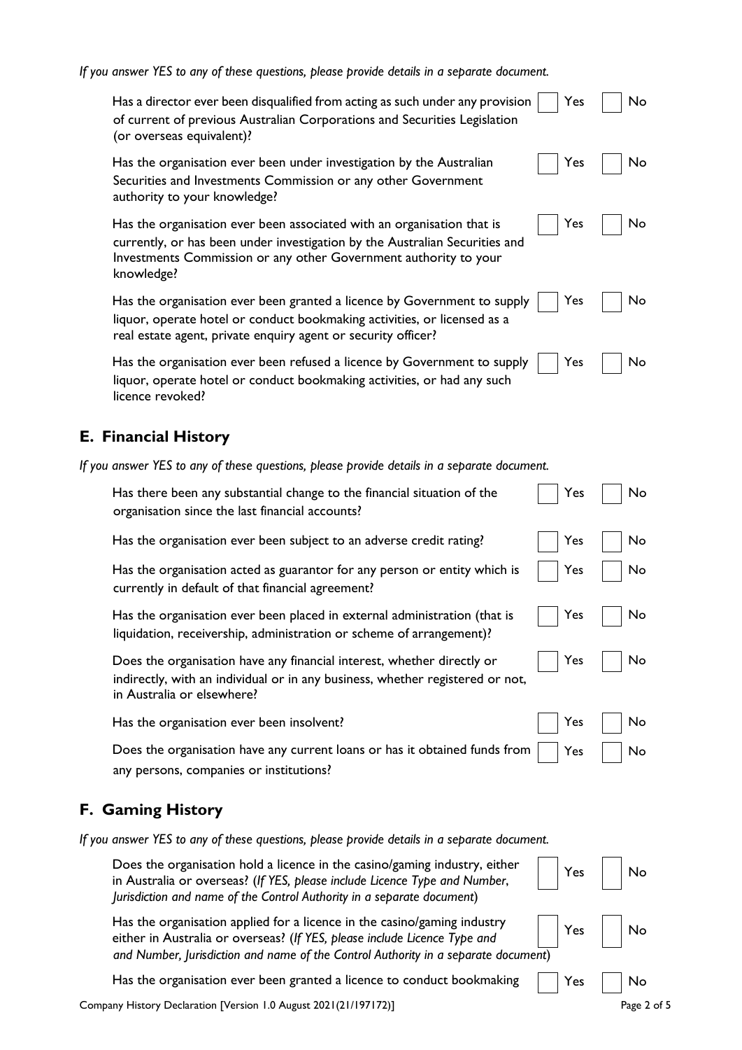*If you answer YES to any of these questions, please provide details in a separate document.*

| Question | Yes | No |
|---|---|---|
| Has a director ever been disqualified from acting as such under any provision of current of previous Australian Corporations and Securities Legislation (or overseas equivalent)? | ☐ Yes | ☐ No |
| Has the organisation ever been under investigation by the Australian Securities and Investments Commission or any other Government authority to your knowledge? | ☐ Yes | ☐ No |
| Has the organisation ever been associated with an organisation that is currently, or has been under investigation by the Australian Securities and Investments Commission or any other Government authority to your knowledge? | ☐ Yes | ☐ No |
| Has the organisation ever been granted a licence by Government to supply liquor, operate hotel or conduct bookmaking activities, or licensed as a real estate agent, private enquiry agent or security officer? | ☐ Yes | ☐ No |
| Has the organisation ever been refused a licence by Government to supply liquor, operate hotel or conduct bookmaking activities, or had any such licence revoked? | ☐ Yes | ☐ No |

## E. Financial History

*If you answer YES to any of these questions, please provide details in a separate document.*

| Question | Yes | No |
|---|---|---|
| Has there been any substantial change to the financial situation of the organisation since the last financial accounts? | ☐ Yes | ☐ No |
| Has the organisation ever been subject to an adverse credit rating? | ☐ Yes | ☐ No |
| Has the organisation acted as guarantor for any person or entity which is currently in default of that financial agreement? | ☐ Yes | ☐ No |
| Has the organisation ever been placed in external administration (that is liquidation, receivership, administration or scheme of arrangement)? | ☐ Yes | ☐ No |
| Does the organisation have any financial interest, whether directly or indirectly, with an individual or in any business, whether registered or not, in Australia or elsewhere? | ☐ Yes | ☐ No |
| Has the organisation ever been insolvent? | ☐ Yes | ☐ No |
| Does the organisation have any current loans or has it obtained funds from any persons, companies or institutions? | ☐ Yes | ☐ No |

## F. Gaming History

*If you answer YES to any of these questions, please provide details in a separate document.*

| Question | Yes | No |
|---|---|---|
| Does the organisation hold a licence in the casino/gaming industry, either in Australia or overseas? (*If YES, please include Licence Type and Number, Jurisdiction and name of the Control Authority in a separate document*) | ☐ Yes | ☐ No |
| Has the organisation applied for a licence in the casino/gaming industry either in Australia or overseas? (*If YES, please include Licence Type and and Number, Jurisdiction and name of the Control Authority in a separate document*) | ☐ Yes | ☐ No |
| Has the organisation ever been granted a licence to conduct bookmaking | ☐ Yes | ☐ No |

Company History Declaration [Version 1.0 August 2021(21/197172)]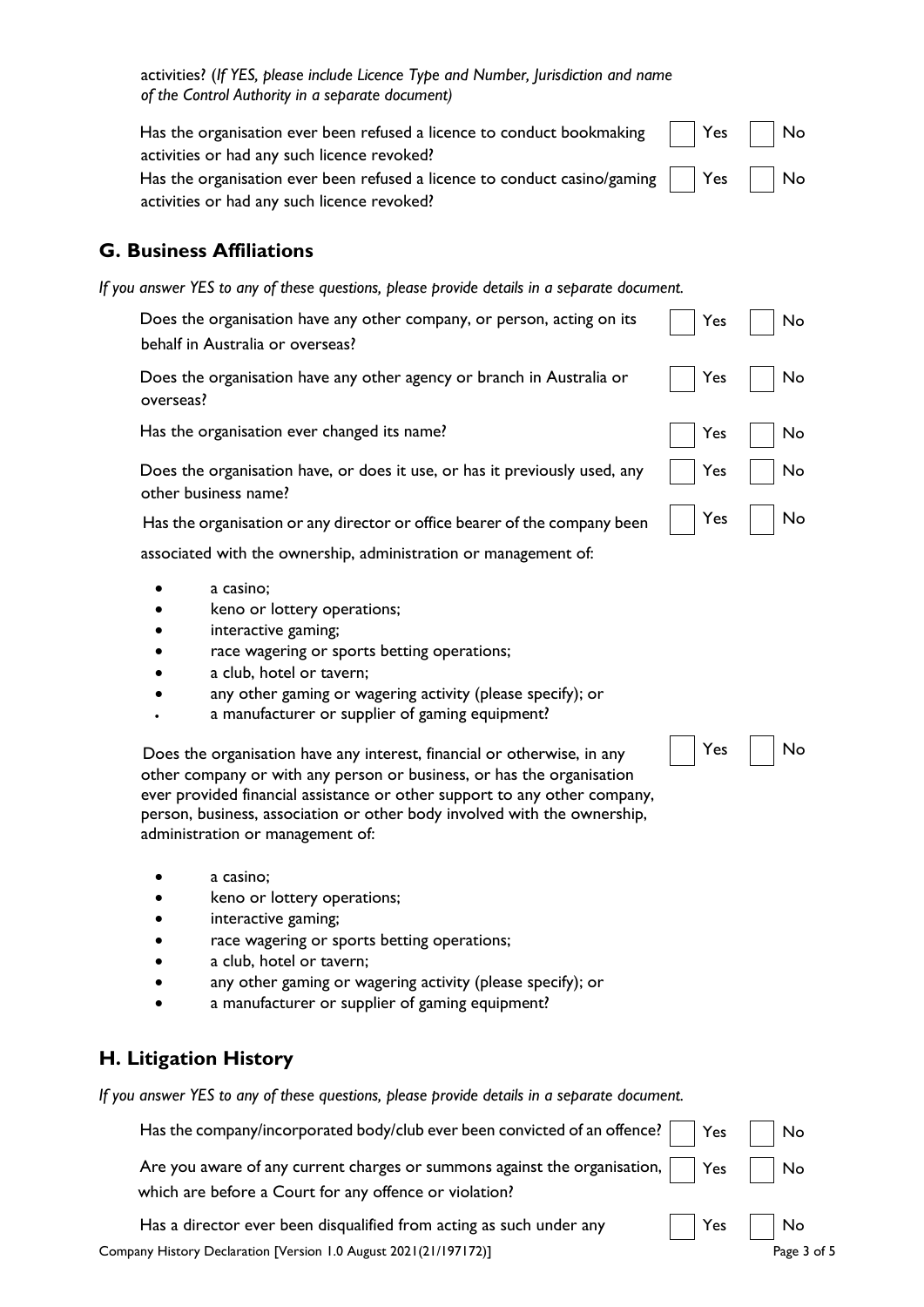activities? (*If YES, please include Licence Type and Number, Jurisdiction and name of the Control Authority in a separate document*)

Has the organisation ever been refused a licence to conduct bookmaking activities or had any such licence revoked? ☐ Yes ☐ No

Has the organisation ever been refused a licence to conduct casino/gaming activities or had any such licence revoked? ☐ Yes ☐ No

## G. Business Affiliations

*If you answer YES to any of these questions, please provide details in a separate document.*

Does the organisation have any other company, or person, acting on its behalf in Australia or overseas? ☐ Yes ☐ No

Does the organisation have any other agency or branch in Australia or overseas? ☐ Yes ☐ No

Has the organisation ever changed its name? ☐ Yes ☐ No

Does the organisation have, or does it use, or has it previously used, any other business name? ☐ Yes ☐ No

Has the organisation or any director or office bearer of the company been associated with the ownership, administration or management of: ☐ Yes ☐ No

- a casino;
- keno or lottery operations;
- interactive gaming;
- race wagering or sports betting operations;
- a club, hotel or tavern;
- any other gaming or wagering activity (please specify); or
- a manufacturer or supplier of gaming equipment?

Does the organisation have any interest, financial or otherwise, in any other company or with any person or business, or has the organisation ever provided financial assistance or other support to any other company, person, business, association or other body involved with the ownership, administration or management of: ☐ Yes ☐ No

- a casino;
- keno or lottery operations;
- interactive gaming;
- race wagering or sports betting operations;
- a club, hotel or tavern;
- any other gaming or wagering activity (please specify); or
- a manufacturer or supplier of gaming equipment?

## H. Litigation History

*If you answer YES to any of these questions, please provide details in a separate document.*

Has the company/incorporated body/club ever been convicted of an offence? ☐ Yes ☐ No

Are you aware of any current charges or summons against the organisation, which are before a Court for any offence or violation? ☐ Yes ☐ No

Has a director ever been disqualified from acting as such under any ☐ Yes ☐ No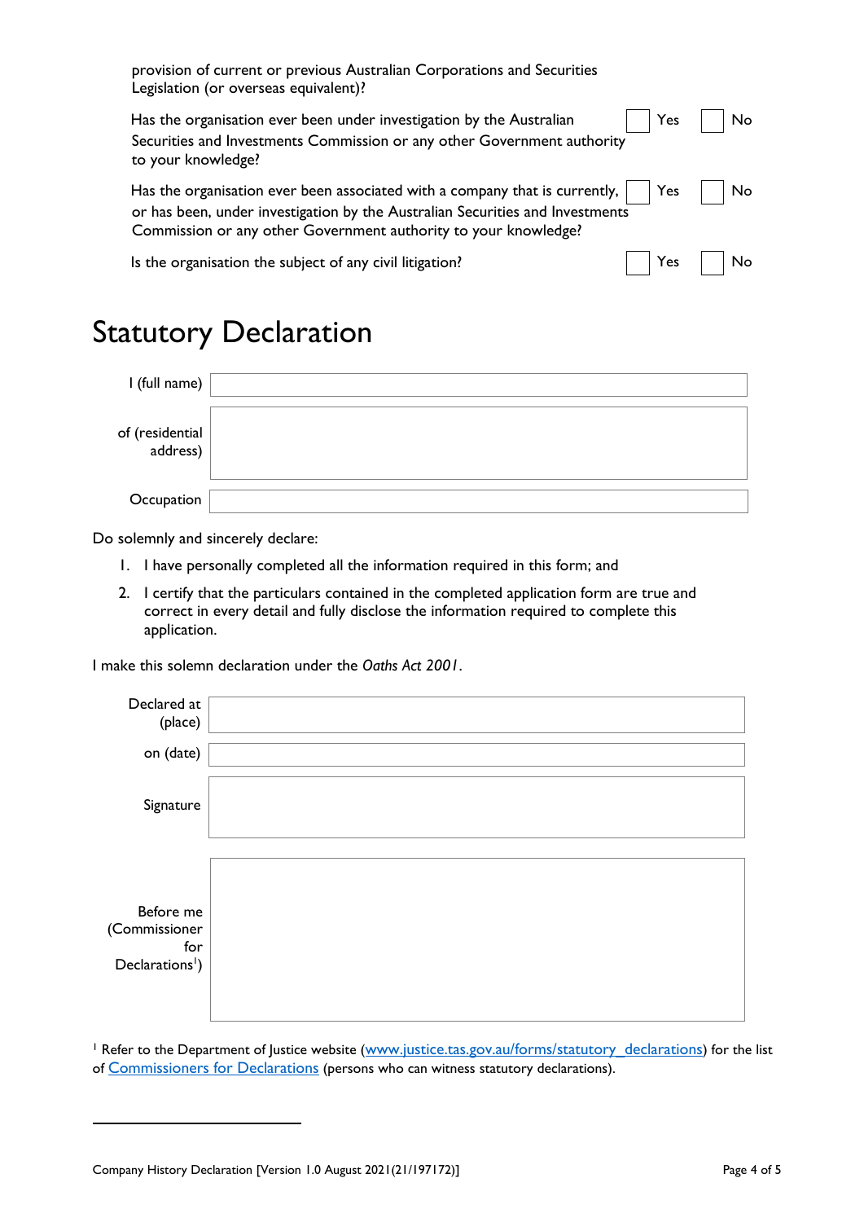provision of current or previous Australian Corporations and Securities Legislation (or overseas equivalent)?

| | | |
|---|---|---|
| Has the organisation ever been under investigation by the Australian Securities and Investments Commission or any other Government authority to your knowledge? | ☐ Yes | ☐ No |
| Has the organisation ever been associated with a company that is currently, or has been, under investigation by the Australian Securities and Investments Commission or any other Government authority to your knowledge? | ☐ Yes | ☐ No |
| Is the organisation the subject of any civil litigation? | ☐ Yes | ☐ No |

# Statutory Declaration

| | |
|---|---|
| I (full name) | |
| of (residential address) | |
| Occupation | |

Do solemnly and sincerely declare:

1. I have personally completed all the information required in this form; and
2. I certify that the particulars contained in the completed application form are true and correct in every detail and fully disclose the information required to complete this application.

I make this solemn declaration under the *Oaths Act 2001*.

| | |
|---|---|
| Declared at (place) | |
| on (date) | |
| Signature | |
| Before me (Commissioner for Declarations[1]) | |

[1] Refer to the Department of Justice website (www.justice.tas.gov.au/forms/statutory_declarations) for the list of Commissioners for Declarations (persons who can witness statutory declarations).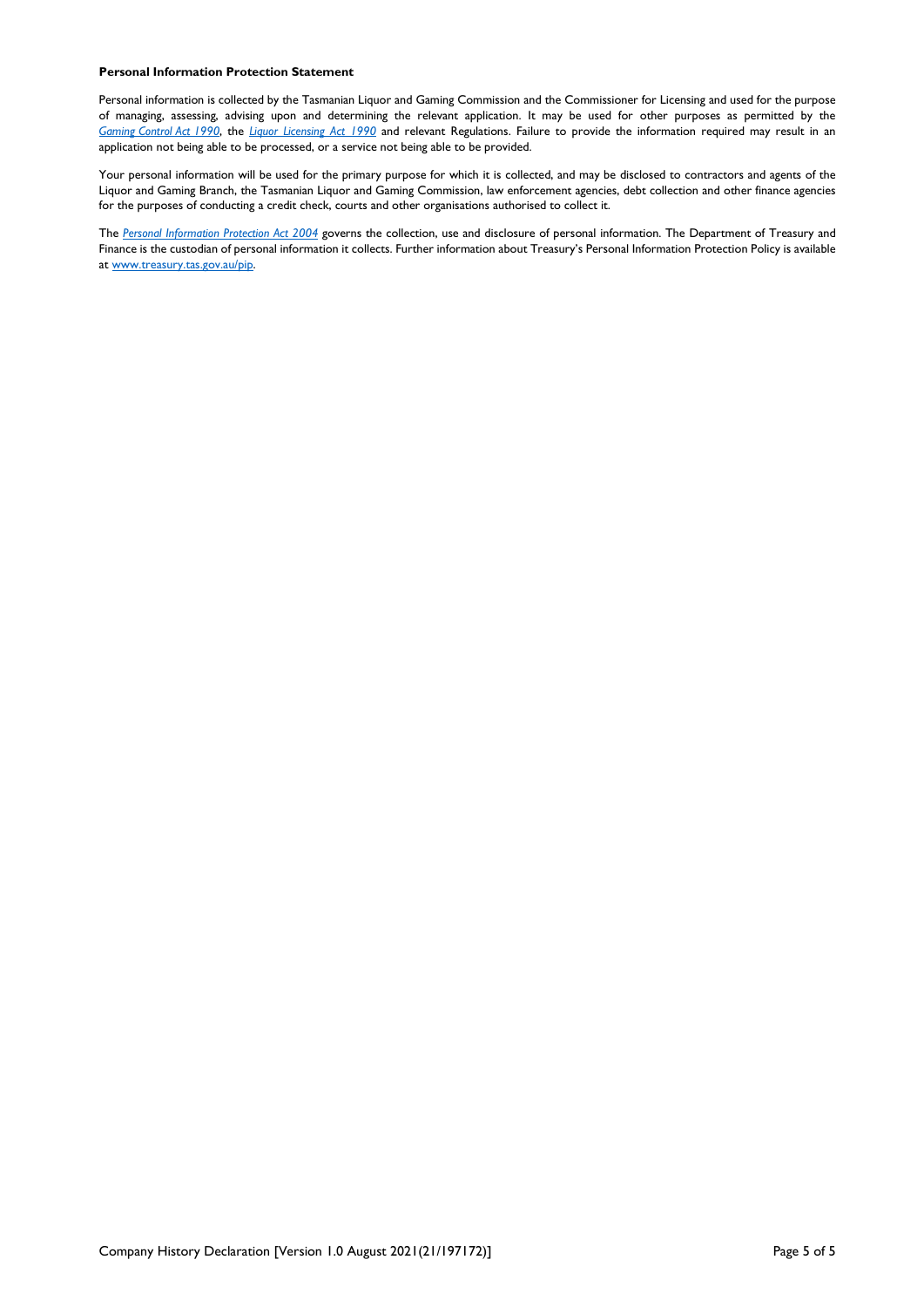**Personal Information Protection Statement**

Personal information is collected by the Tasmanian Liquor and Gaming Commission and the Commissioner for Licensing and used for the purpose of managing, assessing, advising upon and determining the relevant application. It may be used for other purposes as permitted by the *Gaming Control Act 1990*, the *Liquor Licensing Act 1990* and relevant Regulations. Failure to provide the information required may result in an application not being able to be processed, or a service not being able to be provided.

Your personal information will be used for the primary purpose for which it is collected, and may be disclosed to contractors and agents of the Liquor and Gaming Branch, the Tasmanian Liquor and Gaming Commission, law enforcement agencies, debt collection and other finance agencies for the purposes of conducting a credit check, courts and other organisations authorised to collect it.

The *Personal Information Protection Act 2004* governs the collection, use and disclosure of personal information. The Department of Treasury and Finance is the custodian of personal information it collects. Further information about Treasury's Personal Information Protection Policy is available at www.treasury.tas.gov.au/pip.